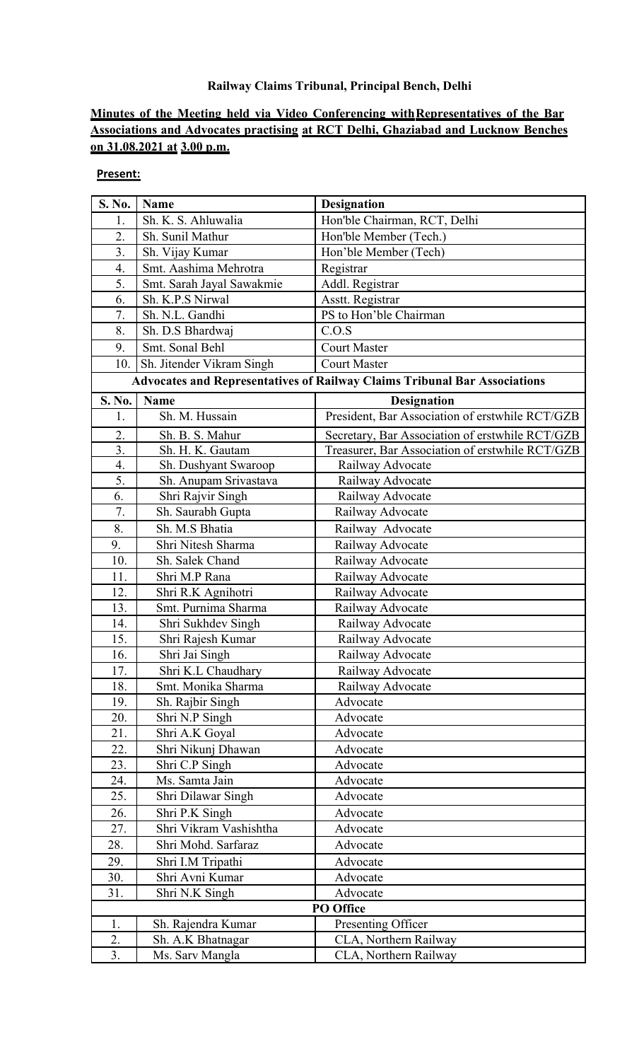**Railway Claims Tribunal, Principal Bench, Delhi**

**Minutes of the Meeting held via Video Conferencing with Representatives of the Bar Associations and Advocates practising at RCT Delhi, Ghaziabad and Lucknow Benches on 31.08.2021 at 3.00 p.m.**

**Present:**

| S. No. | Name | Designation |
|---|---|---|
| 1. | Sh. K. S. Ahluwalia | Hon'ble Chairman, RCT, Delhi |
| 2. | Sh. Sunil Mathur | Hon'ble Member (Tech.) |
| 3. | Sh. Vijay Kumar | Hon'ble Member (Tech) |
| 4. | Smt. Aashima Mehrotra | Registrar |
| 5. | Smt. Sarah Jayal Sawakmie | Addl. Registrar |
| 6. | Sh. K.P.S Nirwal | Asstt. Registrar |
| 7. | Sh. N.L. Gandhi | PS to Hon'ble Chairman |
| 8. | Sh. D.S Bhardwaj | C.O.S |
| 9. | Smt. Sonal Behl | Court Master |
| 10. | Sh. Jitender Vikram Singh | Court Master |
| **Advocates and Representatives of Railway Claims Tribunal Bar Associations** | | |
| **S. No.** | **Name** | **Designation** |
| 1. | Sh. M. Hussain | President, Bar Association of erstwhile RCT/GZB |
| 2. | Sh. B. S. Mahur | Secretary, Bar Association of erstwhile RCT/GZB |
| 3. | Sh. H. K. Gautam | Treasurer, Bar Association of erstwhile RCT/GZB |
| 4. | Sh. Dushyant Swaroop | Railway Advocate |
| 5. | Sh. Anupam Srivastava | Railway Advocate |
| 6. | Shri Rajvir Singh | Railway Advocate |
| 7. | Sh. Saurabh Gupta | Railway Advocate |
| 8. | Sh. M.S Bhatia | Railway Advocate |
| 9. | Shri Nitesh Sharma | Railway Advocate |
| 10. | Sh. Salek Chand | Railway Advocate |
| 11. | Shri M.P Rana | Railway Advocate |
| 12. | Shri R.K Agnihotri | Railway Advocate |
| 13. | Smt. Purnima Sharma | Railway Advocate |
| 14. | Shri Sukhdev Singh | Railway Advocate |
| 15. | Shri Rajesh Kumar | Railway Advocate |
| 16. | Shri Jai Singh | Railway Advocate |
| 17. | Shri K.L Chaudhary | Railway Advocate |
| 18. | Smt. Monika Sharma | Railway Advocate |
| 19. | Sh. Rajbir Singh | Advocate |
| 20. | Shri N.P Singh | Advocate |
| 21. | Shri A.K Goyal | Advocate |
| 22. | Shri Nikunj Dhawan | Advocate |
| 23. | Shri C.P Singh | Advocate |
| 24. | Ms. Samta Jain | Advocate |
| 25. | Shri Dilawar Singh | Advocate |
| 26. | Shri P.K Singh | Advocate |
| 27. | Shri Vikram Vashishtha | Advocate |
| 28. | Shri Mohd. Sarfaraz | Advocate |
| 29. | Shri I.M Tripathi | Advocate |
| 30. | Shri Avni Kumar | Advocate |
| 31. | Shri N.K Singh | Advocate |
| **PO Office** | | |
| 1. | Sh. Rajendra Kumar | Presenting Officer |
| 2. | Sh. A.K Bhatnagar | CLA, Northern Railway |
| 3. | Ms. Sarv Mangla | CLA, Northern Railway |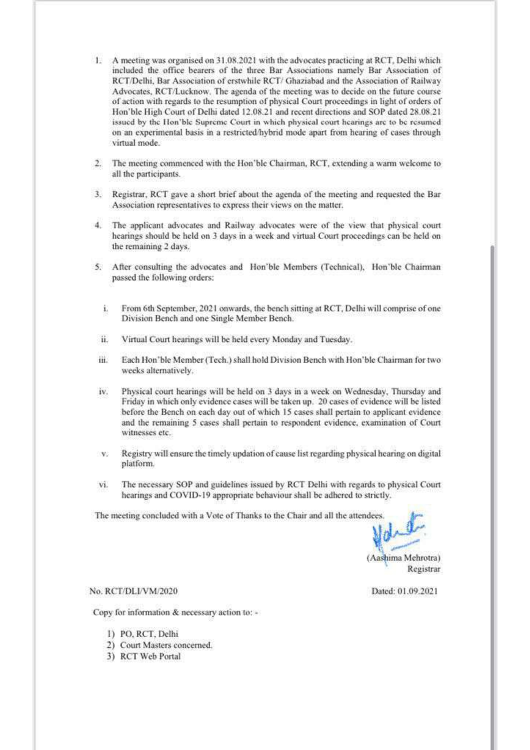1. A meeting was organised on 31.08.2021 with the advocates practicing at RCT, Delhi which included the office bearers of the three Bar Associations namely Bar Association of RCT/Delhi, Bar Association of erstwhile RCT/ Ghaziabad and the Association of Railway Advocates, RCT/Lucknow. The agenda of the meeting was to decide on the future course of action with regards to the resumption of physical Court proceedings in light of orders of Hon'ble High Court of Delhi dated 12.08.21 and recent directions and SOP dated 28.08.21 issued by the Hon'ble Supreme Court in which physical court hearings are to be resumed on an experimental basis in a restricted/hybrid mode apart from hearing of cases through virtual mode.

2. The meeting commenced with the Hon'ble Chairman, RCT, extending a warm welcome to all the participants.

3. Registrar, RCT gave a short brief about the agenda of the meeting and requested the Bar Association representatives to express their views on the matter.

4. The applicant advocates and Railway advocates were of the view that physical court hearings should be held on 3 days in a week and virtual Court proceedings can be held on the remaining 2 days.

5. After consulting the advocates and Hon'ble Members (Technical), Hon'ble Chairman passed the following orders:

   i. From 6th September, 2021 onwards, the bench sitting at RCT, Delhi will comprise of one Division Bench and one Single Member Bench.

   ii. Virtual Court hearings will be held every Monday and Tuesday.

   iii. Each Hon'ble Member (Tech.) shall hold Division Bench with Hon'ble Chairman for two weeks alternatively.

   iv. Physical court hearings will be held on 3 days in a week on Wednesday, Thursday and Friday in which only evidence cases will be taken up. 20 cases of evidence will be listed before the Bench on each day out of which 15 cases shall pertain to applicant evidence and the remaining 5 cases shall pertain to respondent evidence, examination of Court witnesses etc.

   v. Registry will ensure the timely updation of cause list regarding physical hearing on digital platform.

   vi. The necessary SOP and guidelines issued by RCT Delhi with regards to physical Court hearings and COVID-19 appropriate behaviour shall be adhered to strictly.

The meeting concluded with a Vote of Thanks to the Chair and all the attendees.

(Aashima Mehrotra)
Registrar

No. RCT/DLI/VM/2020

Dated: 01.09.2021

Copy for information & necessary action to: -

1) PO, RCT, Delhi
2) Court Masters concerned.
3) RCT Web Portal